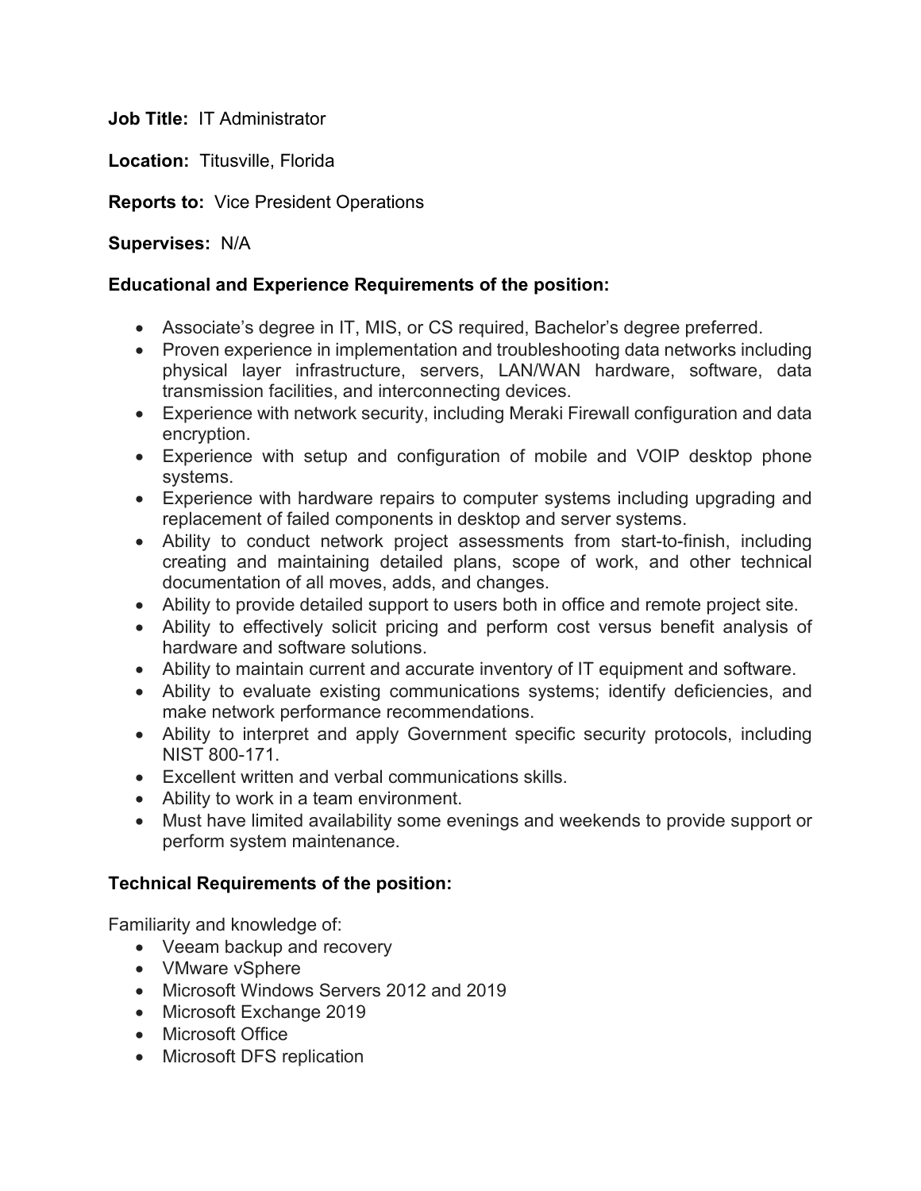**Job Title:** IT Administrator

**Location:** Titusville, Florida

**Reports to:** Vice President Operations

**Supervises:** N/A

**Educational and Experience Requirements of the position:**

- Associate's degree in IT, MIS, or CS required, Bachelor's degree preferred.
- Proven experience in implementation and troubleshooting data networks including physical layer infrastructure, servers, LAN/WAN hardware, software, data transmission facilities, and interconnecting devices.
- Experience with network security, including Meraki Firewall configuration and data encryption.
- Experience with setup and configuration of mobile and VOIP desktop phone systems.
- Experience with hardware repairs to computer systems including upgrading and replacement of failed components in desktop and server systems.
- Ability to conduct network project assessments from start-to-finish, including creating and maintaining detailed plans, scope of work, and other technical documentation of all moves, adds, and changes.
- Ability to provide detailed support to users both in office and remote project site.
- Ability to effectively solicit pricing and perform cost versus benefit analysis of hardware and software solutions.
- Ability to maintain current and accurate inventory of IT equipment and software.
- Ability to evaluate existing communications systems; identify deficiencies, and make network performance recommendations.
- Ability to interpret and apply Government specific security protocols, including NIST 800-171.
- Excellent written and verbal communications skills.
- Ability to work in a team environment.
- Must have limited availability some evenings and weekends to provide support or perform system maintenance.

**Technical Requirements of the position:**

Familiarity and knowledge of:

- Veeam backup and recovery
- VMware vSphere
- Microsoft Windows Servers 2012 and 2019
- Microsoft Exchange 2019
- Microsoft Office
- Microsoft DFS replication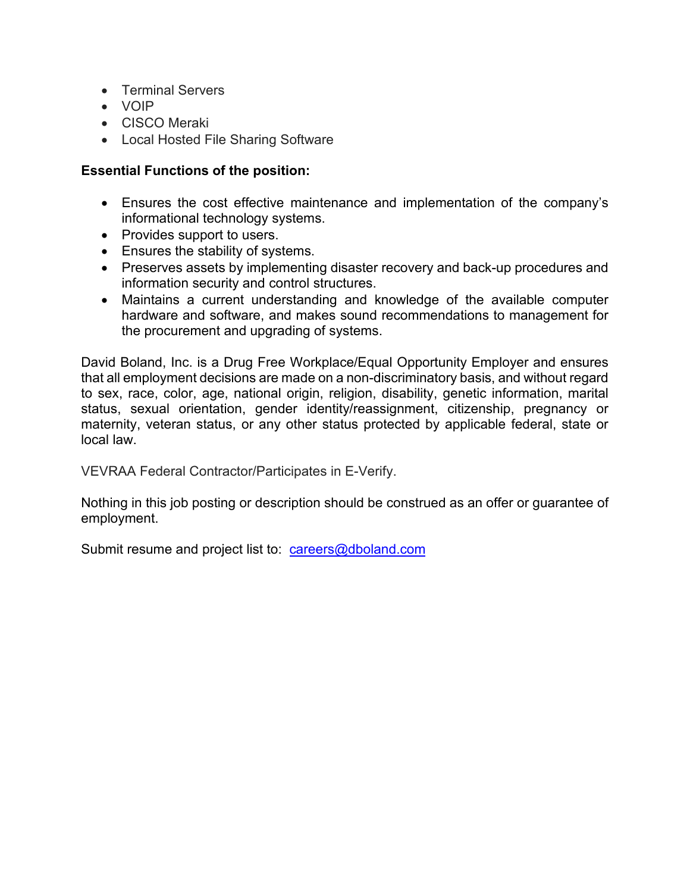- Terminal Servers
- VOIP
- CISCO Meraki
- Local Hosted File Sharing Software

**Essential Functions of the position:**

- Ensures the cost effective maintenance and implementation of the company's informational technology systems.
- Provides support to users.
- Ensures the stability of systems.
- Preserves assets by implementing disaster recovery and back-up procedures and information security and control structures.
- Maintains a current understanding and knowledge of the available computer hardware and software, and makes sound recommendations to management for the procurement and upgrading of systems.

David Boland, Inc. is a Drug Free Workplace/Equal Opportunity Employer and ensures that all employment decisions are made on a non-discriminatory basis, and without regard to sex, race, color, age, national origin, religion, disability, genetic information, marital status, sexual orientation, gender identity/reassignment, citizenship, pregnancy or maternity, veteran status, or any other status protected by applicable federal, state or local law.

VEVRAA Federal Contractor/Participates in E-Verify.

Nothing in this job posting or description should be construed as an offer or guarantee of employment.

Submit resume and project list to: careers@dboland.com